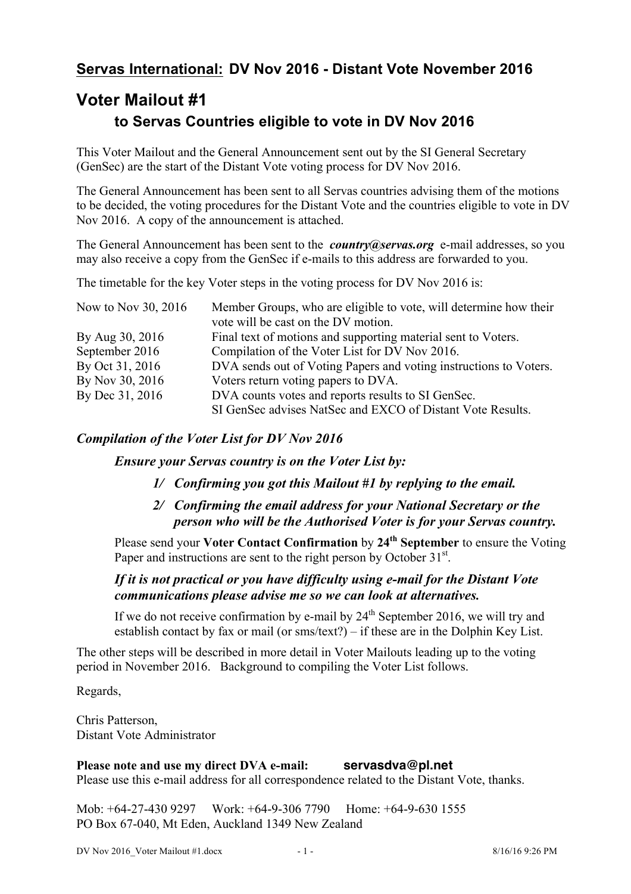**<u>Servas International:</u> DV Nov 2016 - Distant Vote November 2016**

# Voter Mailout #1

### to Servas Countries eligible to vote in DV Nov 2016

This Voter Mailout and the General Announcement sent out by the SI General Secretary (GenSec) are the start of the Distant Vote voting process for DV Nov 2016.

The General Announcement has been sent to all Servas countries advising them of the motions to be decided, the voting procedures for the Distant Vote and the countries eligible to vote in DV Nov 2016. A copy of the announcement is attached.

The General Announcement has been sent to the ***country@servas.org*** e-mail addresses, so you may also receive a copy from the GenSec if e-mails to this address are forwarded to you.

The timetable for the key Voter steps in the voting process for DV Nov 2016 is:

| | |
|---|---|
| Now to Nov 30, 2016 | Member Groups, who are eligible to vote, will determine how their vote will be cast on the DV motion. |
| By Aug 30, 2016 | Final text of motions and supporting material sent to Voters. |
| September 2016 | Compilation of the Voter List for DV Nov 2016. |
| By Oct 31, 2016 | DVA sends out of Voting Papers and voting instructions to Voters. |
| By Nov 30, 2016 | Voters return voting papers to DVA. |
| By Dec 31, 2016 | DVA counts votes and reports results to SI GenSec. SI GenSec advises NatSec and EXCO of Distant Vote Results. |

***Compilation of the Voter List for DV Nov 2016***

***Ensure your Servas country is on the Voter List by:***

***1/ Confirming you got this Mailout #1 by replying to the email.***

***2/ Confirming the email address for your National Secretary or the person who will be the Authorised Voter is for your Servas country.***

Please send your **Voter Contact Confirmation** by **24th September** to ensure the Voting Paper and instructions are sent to the right person by October 31st.

***If it is not practical or you have difficulty using e-mail for the Distant Vote communications please advise me so we can look at alternatives.***

If we do not receive confirmation by e-mail by 24th September 2016, we will try and establish contact by fax or mail (or sms/text?) – if these are in the Dolphin Key List.

The other steps will be described in more detail in Voter Mailouts leading up to the voting period in November 2016. Background to compiling the Voter List follows.

Regards,

Chris Patterson,
Distant Vote Administrator

**Please note and use my direct DVA e-mail: servasdva@pl.net**
Please use this e-mail address for all correspondence related to the Distant Vote, thanks.

Mob: +64-27-430 9297 Work: +64-9-306 7790 Home: +64-9-630 1555
PO Box 67-040, Mt Eden, Auckland 1349 New Zealand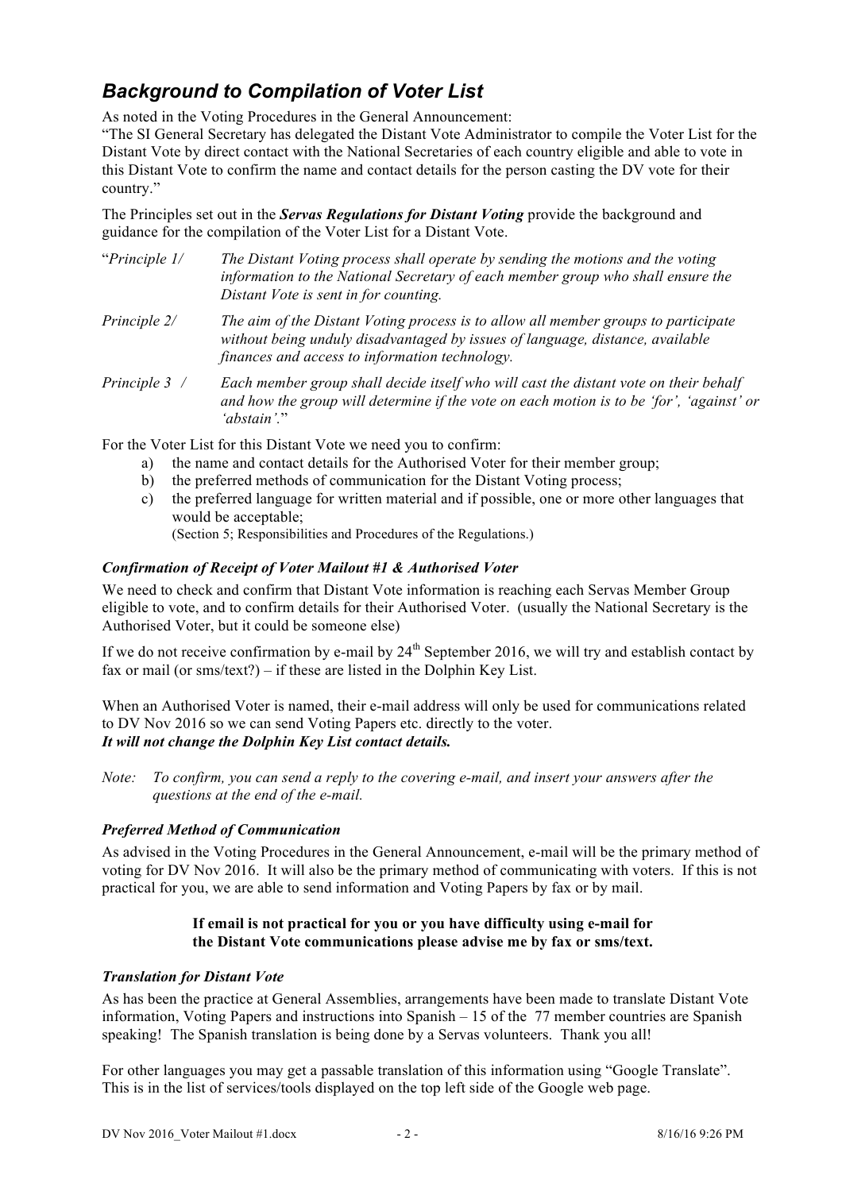## *Background to Compilation of Voter List*

As noted in the Voting Procedures in the General Announcement:
"The SI General Secretary has delegated the Distant Vote Administrator to compile the Voter List for the Distant Vote by direct contact with the National Secretaries of each country eligible and able to vote in this Distant Vote to confirm the name and contact details for the person casting the DV vote for their country."

The Principles set out in the ***Servas Regulations for Distant Voting*** provide the background and guidance for the compilation of the Voter List for a Distant Vote.

"*Principle 1/* *The Distant Voting process shall operate by sending the motions and the voting information to the National Secretary of each member group who shall ensure the Distant Vote is sent in for counting.*

*Principle 2/* *The aim of the Distant Voting process is to allow all member groups to participate without being unduly disadvantaged by issues of language, distance, available finances and access to information technology.*

*Principle 3 /* *Each member group shall decide itself who will cast the distant vote on their behalf and how the group will determine if the vote on each motion is to be 'for', 'against' or 'abstain'.*"

For the Voter List for this Distant Vote we need you to confirm:

a) the name and contact details for the Authorised Voter for their member group;
b) the preferred methods of communication for the Distant Voting process;
c) the preferred language for written material and if possible, one or more other languages that would be acceptable;
(Section 5; Responsibilities and Procedures of the Regulations.)

### *Confirmation of Receipt of Voter Mailout #1 & Authorised Voter*

We need to check and confirm that Distant Vote information is reaching each Servas Member Group eligible to vote, and to confirm details for their Authorised Voter. (usually the National Secretary is the Authorised Voter, but it could be someone else)

If we do not receive confirmation by e-mail by 24th September 2016, we will try and establish contact by fax or mail (or sms/text?) – if these are listed in the Dolphin Key List.

When an Authorised Voter is named, their e-mail address will only be used for communications related to DV Nov 2016 so we can send Voting Papers etc. directly to the voter.
***It will not change the Dolphin Key List contact details.***

*Note: To confirm, you can send a reply to the covering e-mail, and insert your answers after the questions at the end of the e-mail.*

### *Preferred Method of Communication*

As advised in the Voting Procedures in the General Announcement, e-mail will be the primary method of voting for DV Nov 2016. It will also be the primary method of communicating with voters. If this is not practical for you, we are able to send information and Voting Papers by fax or by mail.

**If email is not practical for you or you have difficulty using e-mail for the Distant Vote communications please advise me by fax or sms/text.**

### *Translation for Distant Vote*

As has been the practice at General Assemblies, arrangements have been made to translate Distant Vote information, Voting Papers and instructions into Spanish – 15 of the 77 member countries are Spanish speaking! The Spanish translation is being done by a Servas volunteers. Thank you all!

For other languages you may get a passable translation of this information using "Google Translate". This is in the list of services/tools displayed on the top left side of the Google web page.